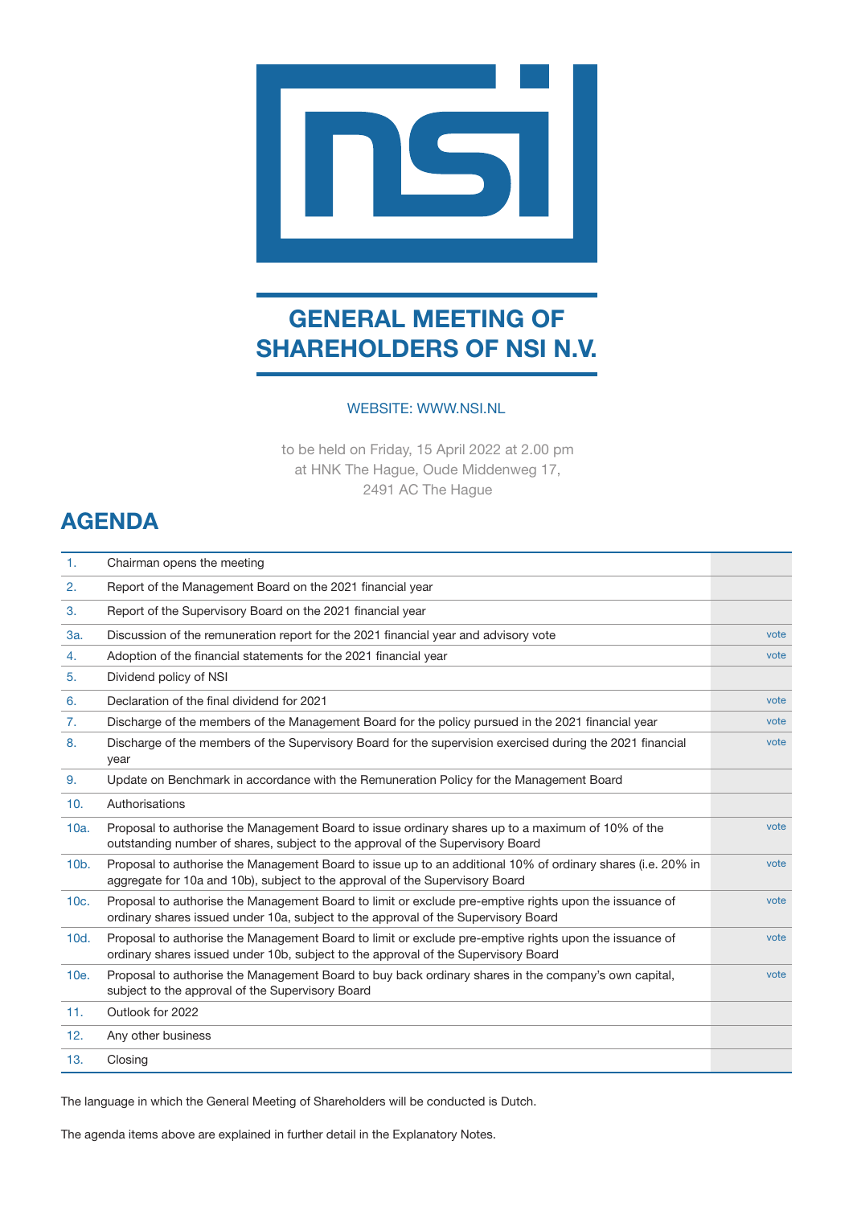# GENERAL MEETING OF SHAREHOLDERS OF NSI N.V.

WEBSITE: WWW.NSI.NL

to be held on Friday, 15 April 2022 at 2.00 pm
at HNK The Hague, Oude Middenweg 17,
2491 AC The Hague

## AGENDA

| | | |
|---|---|---|
| 1. | Chairman opens the meeting | |
| 2. | Report of the Management Board on the 2021 financial year | |
| 3. | Report of the Supervisory Board on the 2021 financial year | |
| 3a. | Discussion of the remuneration report for the 2021 financial year and advisory vote | vote |
| 4. | Adoption of the financial statements for the 2021 financial year | vote |
| 5. | Dividend policy of NSI | |
| 6. | Declaration of the final dividend for 2021 | vote |
| 7. | Discharge of the members of the Management Board for the policy pursued in the 2021 financial year | vote |
| 8. | Discharge of the members of the Supervisory Board for the supervision exercised during the 2021 financial year | vote |
| 9. | Update on Benchmark in accordance with the Remuneration Policy for the Management Board | |
| 10. | Authorisations | |
| 10a. | Proposal to authorise the Management Board to issue ordinary shares up to a maximum of 10% of the outstanding number of shares, subject to the approval of the Supervisory Board | vote |
| 10b. | Proposal to authorise the Management Board to issue up to an additional 10% of ordinary shares (i.e. 20% in aggregate for 10a and 10b), subject to the approval of the Supervisory Board | vote |
| 10c. | Proposal to authorise the Management Board to limit or exclude pre-emptive rights upon the issuance of ordinary shares issued under 10a, subject to the approval of the Supervisory Board | vote |
| 10d. | Proposal to authorise the Management Board to limit or exclude pre-emptive rights upon the issuance of ordinary shares issued under 10b, subject to the approval of the Supervisory Board | vote |
| 10e. | Proposal to authorise the Management Board to buy back ordinary shares in the company's own capital, subject to the approval of the Supervisory Board | vote |
| 11. | Outlook for 2022 | |
| 12. | Any other business | |
| 13. | Closing | |

The language in which the General Meeting of Shareholders will be conducted is Dutch.

The agenda items above are explained in further detail in the Explanatory Notes.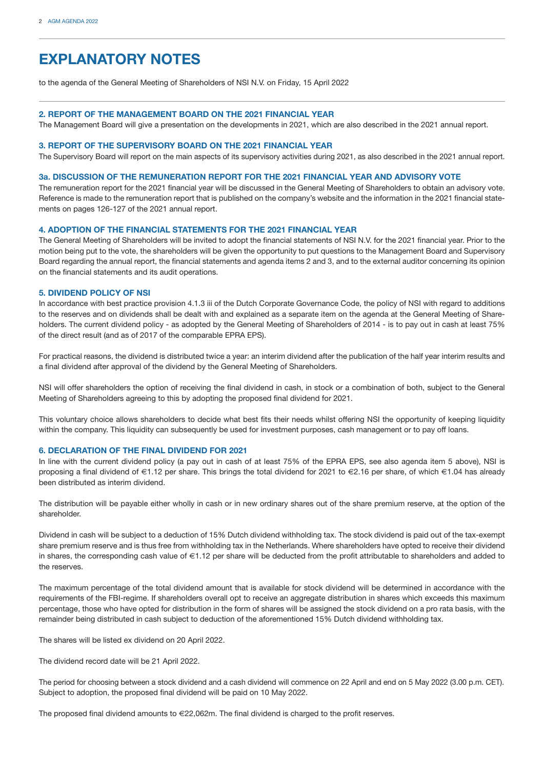# EXPLANATORY NOTES

to the agenda of the General Meeting of Shareholders of NSI N.V. on Friday, 15 April 2022

### 2. REPORT OF THE MANAGEMENT BOARD ON THE 2021 FINANCIAL YEAR

The Management Board will give a presentation on the developments in 2021, which are also described in the 2021 annual report.

### 3. REPORT OF THE SUPERVISORY BOARD ON THE 2021 FINANCIAL YEAR

The Supervisory Board will report on the main aspects of its supervisory activities during 2021, as also described in the 2021 annual report.

### 3a. DISCUSSION OF THE REMUNERATION REPORT FOR THE 2021 FINANCIAL YEAR AND ADVISORY VOTE

The remuneration report for the 2021 financial year will be discussed in the General Meeting of Shareholders to obtain an advisory vote. Reference is made to the remuneration report that is published on the company's website and the information in the 2021 financial statements on pages 126-127 of the 2021 annual report.

### 4. ADOPTION OF THE FINANCIAL STATEMENTS FOR THE 2021 FINANCIAL YEAR

The General Meeting of Shareholders will be invited to adopt the financial statements of NSI N.V. for the 2021 financial year. Prior to the motion being put to the vote, the shareholders will be given the opportunity to put questions to the Management Board and Supervisory Board regarding the annual report, the financial statements and agenda items 2 and 3, and to the external auditor concerning its opinion on the financial statements and its audit operations.

### 5. DIVIDEND POLICY OF NSI

In accordance with best practice provision 4.1.3 iii of the Dutch Corporate Governance Code, the policy of NSI with regard to additions to the reserves and on dividends shall be dealt with and explained as a separate item on the agenda at the General Meeting of Shareholders. The current dividend policy - as adopted by the General Meeting of Shareholders of 2014 - is to pay out in cash at least 75% of the direct result (and as of 2017 of the comparable EPRA EPS).

For practical reasons, the dividend is distributed twice a year: an interim dividend after the publication of the half year interim results and a final dividend after approval of the dividend by the General Meeting of Shareholders.

NSI will offer shareholders the option of receiving the final dividend in cash, in stock or a combination of both, subject to the General Meeting of Shareholders agreeing to this by adopting the proposed final dividend for 2021.

This voluntary choice allows shareholders to decide what best fits their needs whilst offering NSI the opportunity of keeping liquidity within the company. This liquidity can subsequently be used for investment purposes, cash management or to pay off loans.

### 6. DECLARATION OF THE FINAL DIVIDEND FOR 2021

In line with the current dividend policy (a pay out in cash of at least 75% of the EPRA EPS, see also agenda item 5 above), NSI is proposing a final dividend of €1.12 per share. This brings the total dividend for 2021 to €2.16 per share, of which €1.04 has already been distributed as interim dividend.

The distribution will be payable either wholly in cash or in new ordinary shares out of the share premium reserve, at the option of the shareholder.

Dividend in cash will be subject to a deduction of 15% Dutch dividend withholding tax. The stock dividend is paid out of the tax-exempt share premium reserve and is thus free from withholding tax in the Netherlands. Where shareholders have opted to receive their dividend in shares, the corresponding cash value of €1.12 per share will be deducted from the profit attributable to shareholders and added to the reserves.

The maximum percentage of the total dividend amount that is available for stock dividend will be determined in accordance with the requirements of the FBI-regime. If shareholders overall opt to receive an aggregate distribution in shares which exceeds this maximum percentage, those who have opted for distribution in the form of shares will be assigned the stock dividend on a pro rata basis, with the remainder being distributed in cash subject to deduction of the aforementioned 15% Dutch dividend withholding tax.

The shares will be listed ex dividend on 20 April 2022.

The dividend record date will be 21 April 2022.

The period for choosing between a stock dividend and a cash dividend will commence on 22 April and end on 5 May 2022 (3.00 p.m. CET). Subject to adoption, the proposed final dividend will be paid on 10 May 2022.

The proposed final dividend amounts to €22,062m. The final dividend is charged to the profit reserves.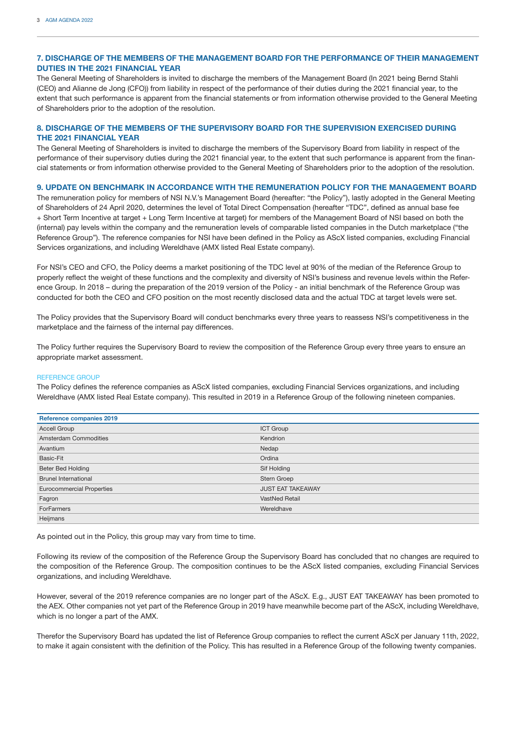## 7. DISCHARGE OF THE MEMBERS OF THE MANAGEMENT BOARD FOR THE PERFORMANCE OF THEIR MANAGEMENT DUTIES IN THE 2021 FINANCIAL YEAR

The General Meeting of Shareholders is invited to discharge the members of the Management Board (In 2021 being Bernd Stahli (CEO) and Alianne de Jong (CFO)) from liability in respect of the performance of their duties during the 2021 financial year, to the extent that such performance is apparent from the financial statements or from information otherwise provided to the General Meeting of Shareholders prior to the adoption of the resolution.

## 8. DISCHARGE OF THE MEMBERS OF THE SUPERVISORY BOARD FOR THE SUPERVISION EXERCISED DURING THE 2021 FINANCIAL YEAR

The General Meeting of Shareholders is invited to discharge the members of the Supervisory Board from liability in respect of the performance of their supervisory duties during the 2021 financial year, to the extent that such performance is apparent from the financial statements or from information otherwise provided to the General Meeting of Shareholders prior to the adoption of the resolution.

## 9. UPDATE ON BENCHMARK IN ACCORDANCE WITH THE REMUNERATION POLICY FOR THE MANAGEMENT BOARD

The remuneration policy for members of NSI N.V.'s Management Board (hereafter: "the Policy"), lastly adopted in the General Meeting of Shareholders of 24 April 2020, determines the level of Total Direct Compensation (hereafter "TDC", defined as annual base fee + Short Term Incentive at target + Long Term Incentive at target) for members of the Management Board of NSI based on both the (internal) pay levels within the company and the remuneration levels of comparable listed companies in the Dutch marketplace ("the Reference Group"). The reference companies for NSI have been defined in the Policy as AScX listed companies, excluding Financial Services organizations, and including Wereldhave (AMX listed Real Estate company).

For NSI's CEO and CFO, the Policy deems a market positioning of the TDC level at 90% of the median of the Reference Group to properly reflect the weight of these functions and the complexity and diversity of NSI's business and revenue levels within the Reference Group. In 2018 – during the preparation of the 2019 version of the Policy - an initial benchmark of the Reference Group was conducted for both the CEO and CFO position on the most recently disclosed data and the actual TDC at target levels were set.

The Policy provides that the Supervisory Board will conduct benchmarks every three years to reassess NSI's competitiveness in the marketplace and the fairness of the internal pay differences.

The Policy further requires the Supervisory Board to review the composition of the Reference Group every three years to ensure an appropriate market assessment.

### REFERENCE GROUP

The Policy defines the reference companies as AScX listed companies, excluding Financial Services organizations, and including Wereldhave (AMX listed Real Estate company). This resulted in 2019 in a Reference Group of the following nineteen companies.

| Reference companies 2019 | |
|---|---|
| Accell Group | ICT Group |
| Amsterdam Commodities | Kendrion |
| Avantium | Nedap |
| Basic-Fit | Ordina |
| Beter Bed Holding | Sif Holding |
| Brunel International | Stern Groep |
| Eurocommercial Properties | JUST EAT TAKEAWAY |
| Fagron | VastNed Retail |
| ForFarmers | Wereldhave |
| Heijmans | |

As pointed out in the Policy, this group may vary from time to time.

Following its review of the composition of the Reference Group the Supervisory Board has concluded that no changes are required to the composition of the Reference Group. The composition continues to be the AScX listed companies, excluding Financial Services organizations, and including Wereldhave.

However, several of the 2019 reference companies are no longer part of the AScX. E.g., JUST EAT TAKEAWAY has been promoted to the AEX. Other companies not yet part of the Reference Group in 2019 have meanwhile become part of the AScX, including Wereldhave, which is no longer a part of the AMX.

Therefor the Supervisory Board has updated the list of Reference Group companies to reflect the current AScX per January 11th, 2022, to make it again consistent with the definition of the Policy. This has resulted in a Reference Group of the following twenty companies.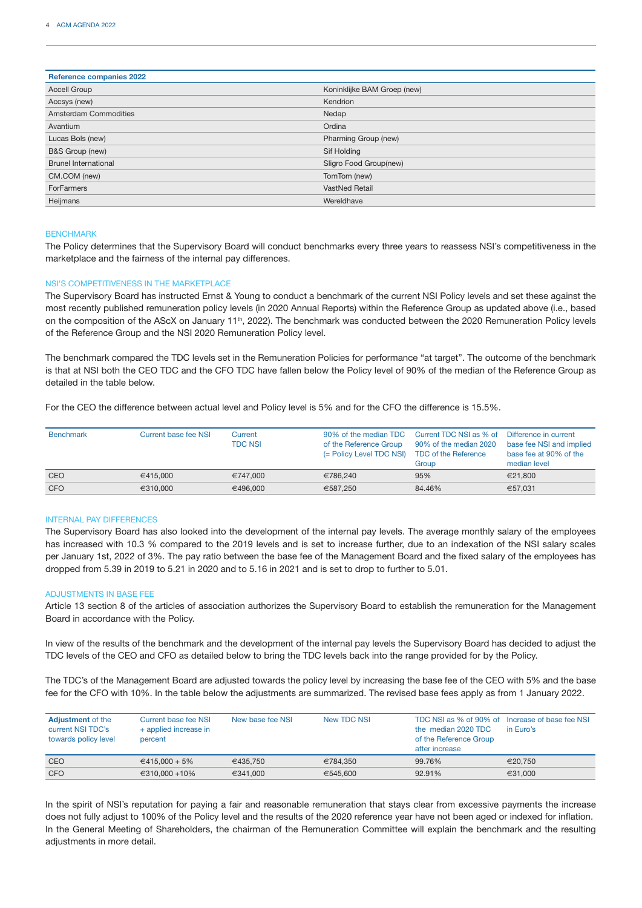| Reference companies 2022 | |
|---|---|
| Accell Group | Koninklijke BAM Groep (new) |
| Accsys (new) | Kendrion |
| Amsterdam Commodities | Nedap |
| Avantium | Ordina |
| Lucas Bols (new) | Pharming Group (new) |
| B&S Group (new) | Sif Holding |
| Brunel International | Sligro Food Group(new) |
| CM.COM (new) | TomTom (new) |
| ForFarmers | VastNed Retail |
| Heijmans | Wereldhave |

### BENCHMARK

The Policy determines that the Supervisory Board will conduct benchmarks every three years to reassess NSI's competitiveness in the marketplace and the fairness of the internal pay differences.

### NSI'S COMPETITIVENESS IN THE MARKETPLACE

The Supervisory Board has instructed Ernst & Young to conduct a benchmark of the current NSI Policy levels and set these against the most recently published remuneration policy levels (in 2020 Annual Reports) within the Reference Group as updated above (i.e., based on the composition of the AScX on January 11th, 2022). The benchmark was conducted between the 2020 Remuneration Policy levels of the Reference Group and the NSI 2020 Remuneration Policy level.

The benchmark compared the TDC levels set in the Remuneration Policies for performance "at target". The outcome of the benchmark is that at NSI both the CEO TDC and the CFO TDC have fallen below the Policy level of 90% of the median of the Reference Group as detailed in the table below.

For the CEO the difference between actual level and Policy level is 5% and for the CFO the difference is 15.5%.

| Benchmark | Current base fee NSI | Current TDC NSI | 90% of the median TDC of the Reference Group (= Policy Level TDC NSI) | Current TDC NSI as % of 90% of the median 2020 TDC of the Reference Group | Difference in current base fee NSI and implied base fee at 90% of the median level |
|---|---|---|---|---|---|
| CEO | €415,000 | €747,000 | €786,240 | 95% | €21,800 |
| CFO | €310,000 | €496,000 | €587,250 | 84.46% | €57,031 |

### INTERNAL PAY DIFFERENCES

The Supervisory Board has also looked into the development of the internal pay levels. The average monthly salary of the employees has increased with 10.3 % compared to the 2019 levels and is set to increase further, due to an indexation of the NSI salary scales per January 1st, 2022 of 3%. The pay ratio between the base fee of the Management Board and the fixed salary of the employees has dropped from 5.39 in 2019 to 5.21 in 2020 and to 5.16 in 2021 and is set to drop to further to 5.01.

### ADJUSTMENTS IN BASE FEE

Article 13 section 8 of the articles of association authorizes the Supervisory Board to establish the remuneration for the Management Board in accordance with the Policy.

In view of the results of the benchmark and the development of the internal pay levels the Supervisory Board has decided to adjust the TDC levels of the CEO and CFO as detailed below to bring the TDC levels back into the range provided for by the Policy.

The TDC's of the Management Board are adjusted towards the policy level by increasing the base fee of the CEO with 5% and the base fee for the CFO with 10%. In the table below the adjustments are summarized. The revised base fees apply as from 1 January 2022.

| **Adjustment** of the current NSI TDC's towards policy level | Current base fee NSI + applied increase in percent | New base fee NSI | New TDC NSI | TDC NSI as % of 90% of the median 2020 TDC of the Reference Group after increase | Increase of base fee NSI in Euro's |
|---|---|---|---|---|---|
| CEO | €415,000 + 5% | €435,750 | €784,350 | 99.76% | €20,750 |
| CFO | €310,000 +10% | €341,000 | €545,600 | 92.91% | €31,000 |

In the spirit of NSI's reputation for paying a fair and reasonable remuneration that stays clear from excessive payments the increase does not fully adjust to 100% of the Policy level and the results of the 2020 reference year have not been aged or indexed for inflation. In the General Meeting of Shareholders, the chairman of the Remuneration Committee will explain the benchmark and the resulting adjustments in more detail.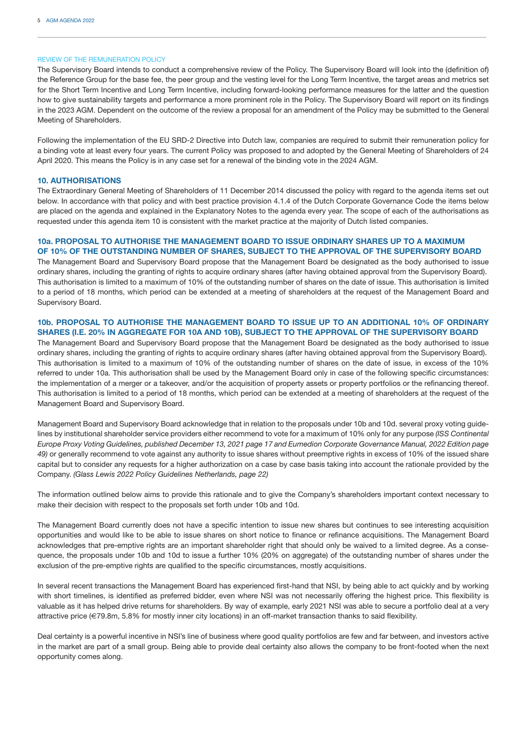### REVIEW OF THE REMUNERATION POLICY

The Supervisory Board intends to conduct a comprehensive review of the Policy. The Supervisory Board will look into the (definition of) the Reference Group for the base fee, the peer group and the vesting level for the Long Term Incentive, the target areas and metrics set for the Short Term Incentive and Long Term Incentive, including forward-looking performance measures for the latter and the question how to give sustainability targets and performance a more prominent role in the Policy. The Supervisory Board will report on its findings in the 2023 AGM. Dependent on the outcome of the review a proposal for an amendment of the Policy may be submitted to the General Meeting of Shareholders.

Following the implementation of the EU SRD-2 Directive into Dutch law, companies are required to submit their remuneration policy for a binding vote at least every four years. The current Policy was proposed to and adopted by the General Meeting of Shareholders of 24 April 2020. This means the Policy is in any case set for a renewal of the binding vote in the 2024 AGM.

## 10. AUTHORISATIONS

The Extraordinary General Meeting of Shareholders of 11 December 2014 discussed the policy with regard to the agenda items set out below. In accordance with that policy and with best practice provision 4.1.4 of the Dutch Corporate Governance Code the items below are placed on the agenda and explained in the Explanatory Notes to the agenda every year. The scope of each of the authorisations as requested under this agenda item 10 is consistent with the market practice at the majority of Dutch listed companies.

### 10a. PROPOSAL TO AUTHORISE THE MANAGEMENT BOARD TO ISSUE ORDINARY SHARES UP TO A MAXIMUM OF 10% OF THE OUTSTANDING NUMBER OF SHARES, SUBJECT TO THE APPROVAL OF THE SUPERVISORY BOARD

The Management Board and Supervisory Board propose that the Management Board be designated as the body authorised to issue ordinary shares, including the granting of rights to acquire ordinary shares (after having obtained approval from the Supervisory Board). This authorisation is limited to a maximum of 10% of the outstanding number of shares on the date of issue. This authorisation is limited to a period of 18 months, which period can be extended at a meeting of shareholders at the request of the Management Board and Supervisory Board.

### 10b. PROPOSAL TO AUTHORISE THE MANAGEMENT BOARD TO ISSUE UP TO AN ADDITIONAL 10% OF ORDINARY SHARES (I.E. 20% IN AGGREGATE FOR 10A AND 10B), SUBJECT TO THE APPROVAL OF THE SUPERVISORY BOARD

The Management Board and Supervisory Board propose that the Management Board be designated as the body authorised to issue ordinary shares, including the granting of rights to acquire ordinary shares (after having obtained approval from the Supervisory Board). This authorisation is limited to a maximum of 10% of the outstanding number of shares on the date of issue, in excess of the 10% referred to under 10a. This authorisation shall be used by the Management Board only in case of the following specific circumstances: the implementation of a merger or a takeover, and/or the acquisition of property assets or property portfolios or the refinancing thereof. This authorisation is limited to a period of 18 months, which period can be extended at a meeting of shareholders at the request of the Management Board and Supervisory Board.

Management Board and Supervisory Board acknowledge that in relation to the proposals under 10b and 10d. several proxy voting guidelines by institutional shareholder service providers either recommend to vote for a maximum of 10% only for any purpose *(ISS Continental Europe Proxy Voting Guidelines, published December 13, 2021 page 17 and Eumedion Corporate Governance Manual, 2022 Edition page 49)* or generally recommend to vote against any authority to issue shares without preemptive rights in excess of 10% of the issued share capital but to consider any requests for a higher authorization on a case by case basis taking into account the rationale provided by the Company. *(Glass Lewis 2022 Policy Guidelines Netherlands, page 22)*

The information outlined below aims to provide this rationale and to give the Company's shareholders important context necessary to make their decision with respect to the proposals set forth under 10b and 10d.

The Management Board currently does not have a specific intention to issue new shares but continues to see interesting acquisition opportunities and would like to be able to issue shares on short notice to finance or refinance acquisitions. The Management Board acknowledges that pre-emptive rights are an important shareholder right that should only be waived to a limited degree. As a consequence, the proposals under 10b and 10d to issue a further 10% (20% on aggregate) of the outstanding number of shares under the exclusion of the pre-emptive rights are qualified to the specific circumstances, mostly acquisitions.

In several recent transactions the Management Board has experienced first-hand that NSI, by being able to act quickly and by working with short timelines, is identified as preferred bidder, even where NSI was not necessarily offering the highest price. This flexibility is valuable as it has helped drive returns for shareholders. By way of example, early 2021 NSI was able to secure a portfolio deal at a very attractive price (€79.8m, 5.8% for mostly inner city locations) in an off-market transaction thanks to said flexibility.

Deal certainty is a powerful incentive in NSI's line of business where good quality portfolios are few and far between, and investors active in the market are part of a small group. Being able to provide deal certainty also allows the company to be front-footed when the next opportunity comes along.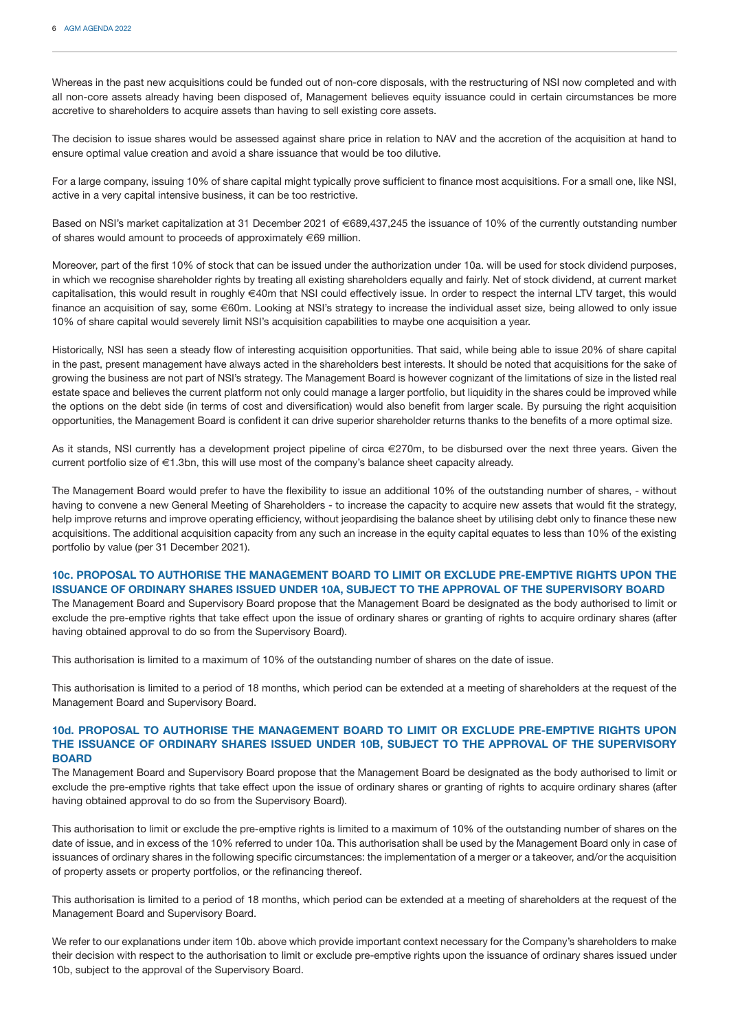Whereas in the past new acquisitions could be funded out of non-core disposals, with the restructuring of NSI now completed and with all non-core assets already having been disposed of, Management believes equity issuance could in certain circumstances be more accretive to shareholders to acquire assets than having to sell existing core assets.

The decision to issue shares would be assessed against share price in relation to NAV and the accretion of the acquisition at hand to ensure optimal value creation and avoid a share issuance that would be too dilutive.

For a large company, issuing 10% of share capital might typically prove sufficient to finance most acquisitions. For a small one, like NSI, active in a very capital intensive business, it can be too restrictive.

Based on NSI's market capitalization at 31 December 2021 of €689,437,245 the issuance of 10% of the currently outstanding number of shares would amount to proceeds of approximately €69 million.

Moreover, part of the first 10% of stock that can be issued under the authorization under 10a. will be used for stock dividend purposes, in which we recognise shareholder rights by treating all existing shareholders equally and fairly. Net of stock dividend, at current market capitalisation, this would result in roughly €40m that NSI could effectively issue. In order to respect the internal LTV target, this would finance an acquisition of say, some €60m. Looking at NSI's strategy to increase the individual asset size, being allowed to only issue 10% of share capital would severely limit NSI's acquisition capabilities to maybe one acquisition a year.

Historically, NSI has seen a steady flow of interesting acquisition opportunities. That said, while being able to issue 20% of share capital in the past, present management have always acted in the shareholders best interests. It should be noted that acquisitions for the sake of growing the business are not part of NSI's strategy. The Management Board is however cognizant of the limitations of size in the listed real estate space and believes the current platform not only could manage a larger portfolio, but liquidity in the shares could be improved while the options on the debt side (in terms of cost and diversification) would also benefit from larger scale. By pursuing the right acquisition opportunities, the Management Board is confident it can drive superior shareholder returns thanks to the benefits of a more optimal size.

As it stands, NSI currently has a development project pipeline of circa €270m, to be disbursed over the next three years. Given the current portfolio size of €1.3bn, this will use most of the company's balance sheet capacity already.

The Management Board would prefer to have the flexibility to issue an additional 10% of the outstanding number of shares, - without having to convene a new General Meeting of Shareholders - to increase the capacity to acquire new assets that would fit the strategy, help improve returns and improve operating efficiency, without jeopardising the balance sheet by utilising debt only to finance these new acquisitions. The additional acquisition capacity from any such an increase in the equity capital equates to less than 10% of the existing portfolio by value (per 31 December 2021).

### 10c. PROPOSAL TO AUTHORISE THE MANAGEMENT BOARD TO LIMIT OR EXCLUDE PRE-EMPTIVE RIGHTS UPON THE ISSUANCE OF ORDINARY SHARES ISSUED UNDER 10A, SUBJECT TO THE APPROVAL OF THE SUPERVISORY BOARD

The Management Board and Supervisory Board propose that the Management Board be designated as the body authorised to limit or exclude the pre-emptive rights that take effect upon the issue of ordinary shares or granting of rights to acquire ordinary shares (after having obtained approval to do so from the Supervisory Board).

This authorisation is limited to a maximum of 10% of the outstanding number of shares on the date of issue.

This authorisation is limited to a period of 18 months, which period can be extended at a meeting of shareholders at the request of the Management Board and Supervisory Board.

### 10d. PROPOSAL TO AUTHORISE THE MANAGEMENT BOARD TO LIMIT OR EXCLUDE PRE-EMPTIVE RIGHTS UPON THE ISSUANCE OF ORDINARY SHARES ISSUED UNDER 10B, SUBJECT TO THE APPROVAL OF THE SUPERVISORY BOARD

The Management Board and Supervisory Board propose that the Management Board be designated as the body authorised to limit or exclude the pre-emptive rights that take effect upon the issue of ordinary shares or granting of rights to acquire ordinary shares (after having obtained approval to do so from the Supervisory Board).

This authorisation to limit or exclude the pre-emptive rights is limited to a maximum of 10% of the outstanding number of shares on the date of issue, and in excess of the 10% referred to under 10a. This authorisation shall be used by the Management Board only in case of issuances of ordinary shares in the following specific circumstances: the implementation of a merger or a takeover, and/or the acquisition of property assets or property portfolios, or the refinancing thereof.

This authorisation is limited to a period of 18 months, which period can be extended at a meeting of shareholders at the request of the Management Board and Supervisory Board.

We refer to our explanations under item 10b. above which provide important context necessary for the Company's shareholders to make their decision with respect to the authorisation to limit or exclude pre-emptive rights upon the issuance of ordinary shares issued under 10b, subject to the approval of the Supervisory Board.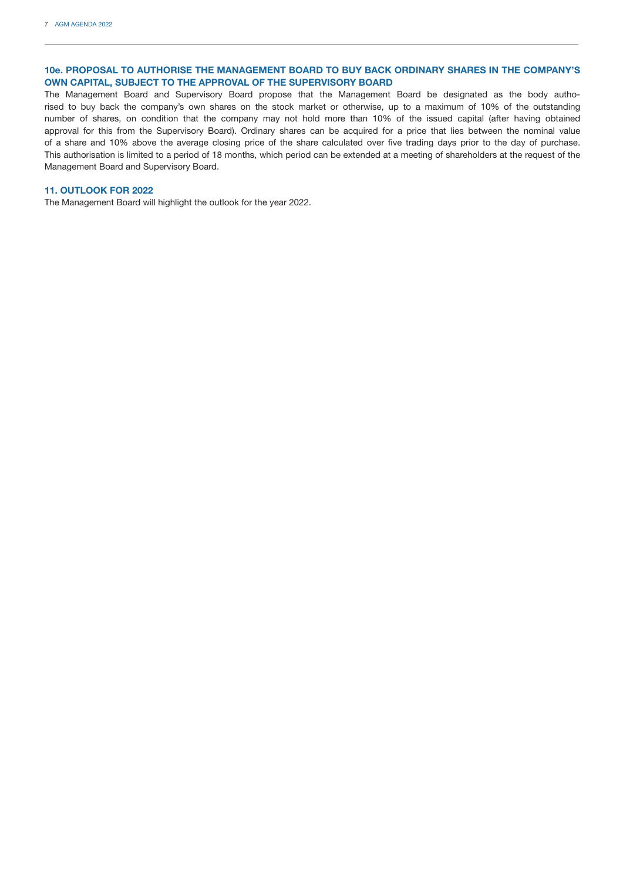### 10e. PROPOSAL TO AUTHORISE THE MANAGEMENT BOARD TO BUY BACK ORDINARY SHARES IN THE COMPANY'S OWN CAPITAL, SUBJECT TO THE APPROVAL OF THE SUPERVISORY BOARD

The Management Board and Supervisory Board propose that the Management Board be designated as the body authorised to buy back the company's own shares on the stock market or otherwise, up to a maximum of 10% of the outstanding number of shares, on condition that the company may not hold more than 10% of the issued capital (after having obtained approval for this from the Supervisory Board). Ordinary shares can be acquired for a price that lies between the nominal value of a share and 10% above the average closing price of the share calculated over five trading days prior to the day of purchase. This authorisation is limited to a period of 18 months, which period can be extended at a meeting of shareholders at the request of the Management Board and Supervisory Board.

### 11. OUTLOOK FOR 2022

The Management Board will highlight the outlook for the year 2022.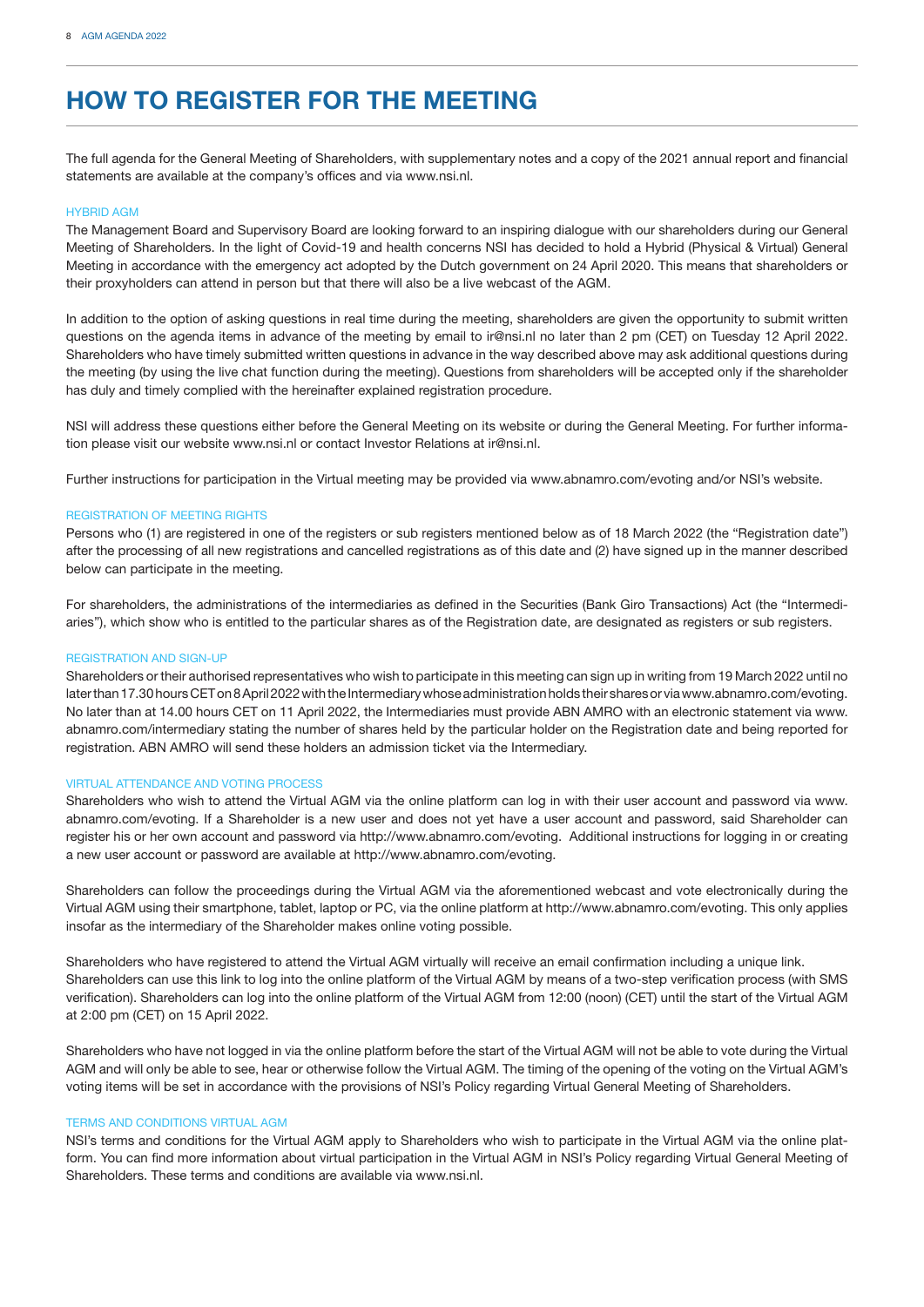# HOW TO REGISTER FOR THE MEETING

The full agenda for the General Meeting of Shareholders, with supplementary notes and a copy of the 2021 annual report and financial statements are available at the company's offices and via www.nsi.nl.

### HYBRID AGM

The Management Board and Supervisory Board are looking forward to an inspiring dialogue with our shareholders during our General Meeting of Shareholders. In the light of Covid-19 and health concerns NSI has decided to hold a Hybrid (Physical & Virtual) General Meeting in accordance with the emergency act adopted by the Dutch government on 24 April 2020. This means that shareholders or their proxyholders can attend in person but that there will also be a live webcast of the AGM.

In addition to the option of asking questions in real time during the meeting, shareholders are given the opportunity to submit written questions on the agenda items in advance of the meeting by email to ir@nsi.nl no later than 2 pm (CET) on Tuesday 12 April 2022. Shareholders who have timely submitted written questions in advance in the way described above may ask additional questions during the meeting (by using the live chat function during the meeting). Questions from shareholders will be accepted only if the shareholder has duly and timely complied with the hereinafter explained registration procedure.

NSI will address these questions either before the General Meeting on its website or during the General Meeting. For further information please visit our website www.nsi.nl or contact Investor Relations at ir@nsi.nl.

Further instructions for participation in the Virtual meeting may be provided via www.abnamro.com/evoting and/or NSI's website.

### REGISTRATION OF MEETING RIGHTS

Persons who (1) are registered in one of the registers or sub registers mentioned below as of 18 March 2022 (the "Registration date") after the processing of all new registrations and cancelled registrations as of this date and (2) have signed up in the manner described below can participate in the meeting.

For shareholders, the administrations of the intermediaries as defined in the Securities (Bank Giro Transactions) Act (the "Intermediaries"), which show who is entitled to the particular shares as of the Registration date, are designated as registers or sub registers.

### REGISTRATION AND SIGN-UP

Shareholders or their authorised representatives who wish to participate in this meeting can sign up in writing from 19 March 2022 until no later than 17.30 hours CET on 8 April 2022 with the Intermediary whose administration holds their shares or via www.abnamro.com/evoting. No later than at 14.00 hours CET on 11 April 2022, the Intermediaries must provide ABN AMRO with an electronic statement via www.abnamro.com/intermediary stating the number of shares held by the particular holder on the Registration date and being reported for registration. ABN AMRO will send these holders an admission ticket via the Intermediary.

### VIRTUAL ATTENDANCE AND VOTING PROCESS

Shareholders who wish to attend the Virtual AGM via the online platform can log in with their user account and password via www.abnamro.com/evoting. If a Shareholder is a new user and does not yet have a user account and password, said Shareholder can register his or her own account and password via http://www.abnamro.com/evoting. Additional instructions for logging in or creating a new user account or password are available at http://www.abnamro.com/evoting.

Shareholders can follow the proceedings during the Virtual AGM via the aforementioned webcast and vote electronically during the Virtual AGM using their smartphone, tablet, laptop or PC, via the online platform at http://www.abnamro.com/evoting. This only applies insofar as the intermediary of the Shareholder makes online voting possible.

Shareholders who have registered to attend the Virtual AGM virtually will receive an email confirmation including a unique link. Shareholders can use this link to log into the online platform of the Virtual AGM by means of a two-step verification process (with SMS verification). Shareholders can log into the online platform of the Virtual AGM from 12:00 (noon) (CET) until the start of the Virtual AGM at 2:00 pm (CET) on 15 April 2022.

Shareholders who have not logged in via the online platform before the start of the Virtual AGM will not be able to vote during the Virtual AGM and will only be able to see, hear or otherwise follow the Virtual AGM. The timing of the opening of the voting on the Virtual AGM's voting items will be set in accordance with the provisions of NSI's Policy regarding Virtual General Meeting of Shareholders.

### TERMS AND CONDITIONS VIRTUAL AGM

NSI's terms and conditions for the Virtual AGM apply to Shareholders who wish to participate in the Virtual AGM via the online platform. You can find more information about virtual participation in the Virtual AGM in NSI's Policy regarding Virtual General Meeting of Shareholders. These terms and conditions are available via www.nsi.nl.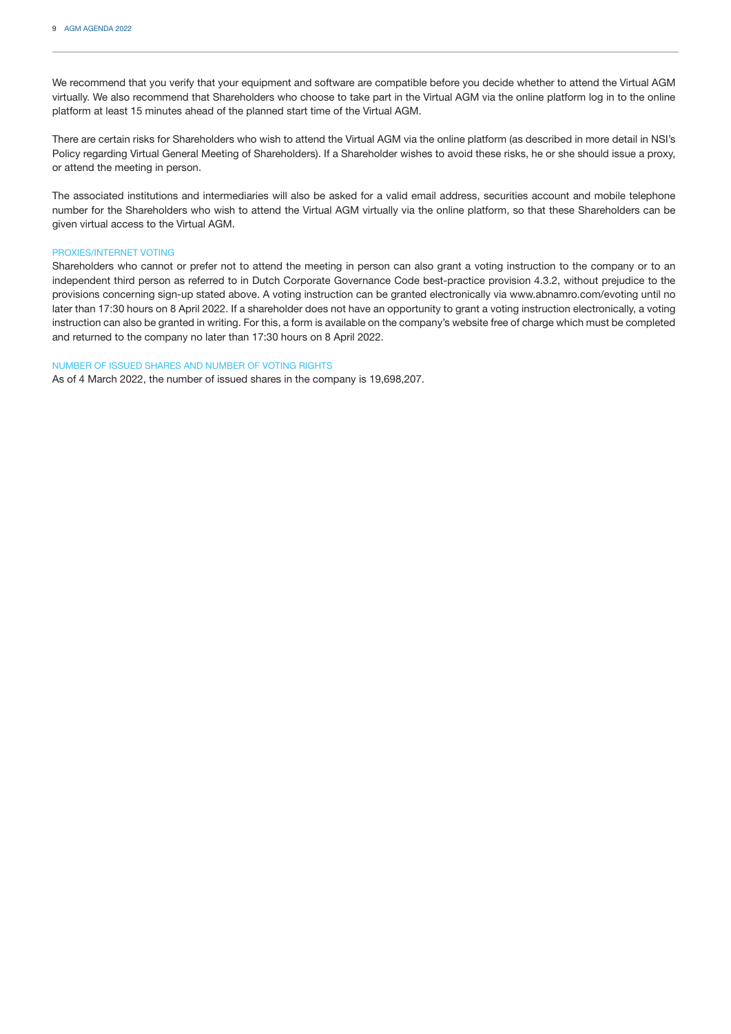We recommend that you verify that your equipment and software are compatible before you decide whether to attend the Virtual AGM virtually. We also recommend that Shareholders who choose to take part in the Virtual AGM via the online platform log in to the online platform at least 15 minutes ahead of the planned start time of the Virtual AGM.

There are certain risks for Shareholders who wish to attend the Virtual AGM via the online platform (as described in more detail in NSI's Policy regarding Virtual General Meeting of Shareholders). If a Shareholder wishes to avoid these risks, he or she should issue a proxy, or attend the meeting in person.

The associated institutions and intermediaries will also be asked for a valid email address, securities account and mobile telephone number for the Shareholders who wish to attend the Virtual AGM virtually via the online platform, so that these Shareholders can be given virtual access to the Virtual AGM.

## PROXIES/INTERNET VOTING

Shareholders who cannot or prefer not to attend the meeting in person can also grant a voting instruction to the company or to an independent third person as referred to in Dutch Corporate Governance Code best-practice provision 4.3.2, without prejudice to the provisions concerning sign-up stated above. A voting instruction can be granted electronically via www.abnamro.com/evoting until no later than 17:30 hours on 8 April 2022. If a shareholder does not have an opportunity to grant a voting instruction electronically, a voting instruction can also be granted in writing. For this, a form is available on the company's website free of charge which must be completed and returned to the company no later than 17:30 hours on 8 April 2022.

## NUMBER OF ISSUED SHARES AND NUMBER OF VOTING RIGHTS

As of 4 March 2022, the number of issued shares in the company is 19,698,207.